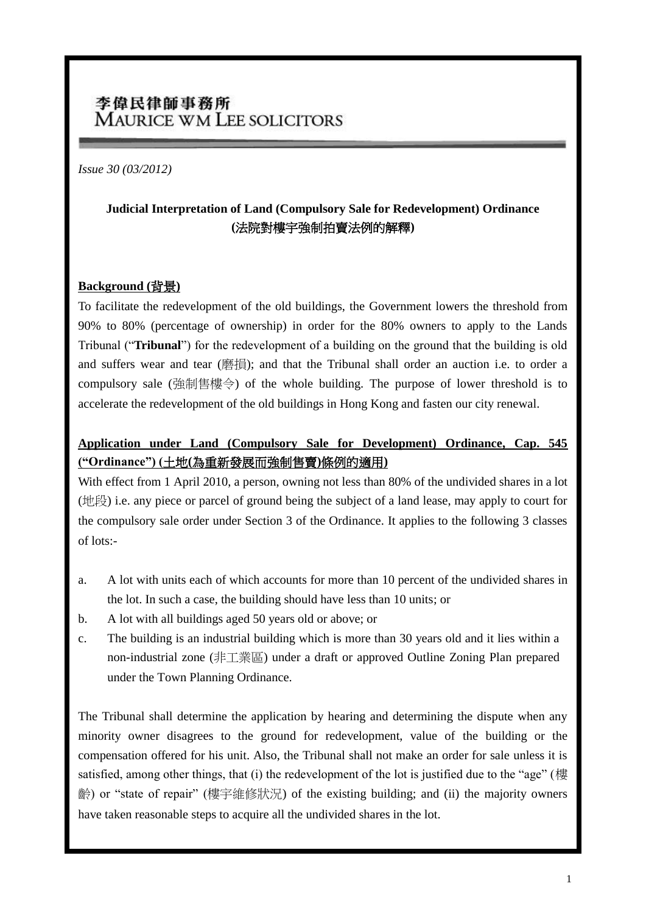李偉民律師事務所
MAURICE WM LEE SOLICITORS

*Issue 30 (03/2012)*

## Judicial Interpretation of Land (Compulsory Sale for Redevelopment) Ordinance (法院對樓宇強制拍賣法例的解釋)

### Background (背景)

To facilitate the redevelopment of the old buildings, the Government lowers the threshold from 90% to 80% (percentage of ownership) in order for the 80% owners to apply to the Lands Tribunal ("**Tribunal**") for the redevelopment of a building on the ground that the building is old and suffers wear and tear (磨損); and that the Tribunal shall order an auction i.e. to order a compulsory sale (強制售樓令) of the whole building. The purpose of lower threshold is to accelerate the redevelopment of the old buildings in Hong Kong and fasten our city renewal.

### Application under Land (Compulsory Sale for Development) Ordinance, Cap. 545 ("Ordinance") (土地(為重新發展而強制售賣)條例的適用)

With effect from 1 April 2010, a person, owning not less than 80% of the undivided shares in a lot (地段) i.e. any piece or parcel of ground being the subject of a land lease, may apply to court for the compulsory sale order under Section 3 of the Ordinance. It applies to the following 3 classes of lots:-

a. A lot with units each of which accounts for more than 10 percent of the undivided shares in the lot. In such a case, the building should have less than 10 units; or
b. A lot with all buildings aged 50 years old or above; or
c. The building is an industrial building which is more than 30 years old and it lies within a non-industrial zone (非工業區) under a draft or approved Outline Zoning Plan prepared under the Town Planning Ordinance.

The Tribunal shall determine the application by hearing and determining the dispute when any minority owner disagrees to the ground for redevelopment, value of the building or the compensation offered for his unit. Also, the Tribunal shall not make an order for sale unless it is satisfied, among other things, that (i) the redevelopment of the lot is justified due to the "age" (樓齡) or "state of repair" (樓宇維修狀況) of the existing building; and (ii) the majority owners have taken reasonable steps to acquire all the undivided shares in the lot.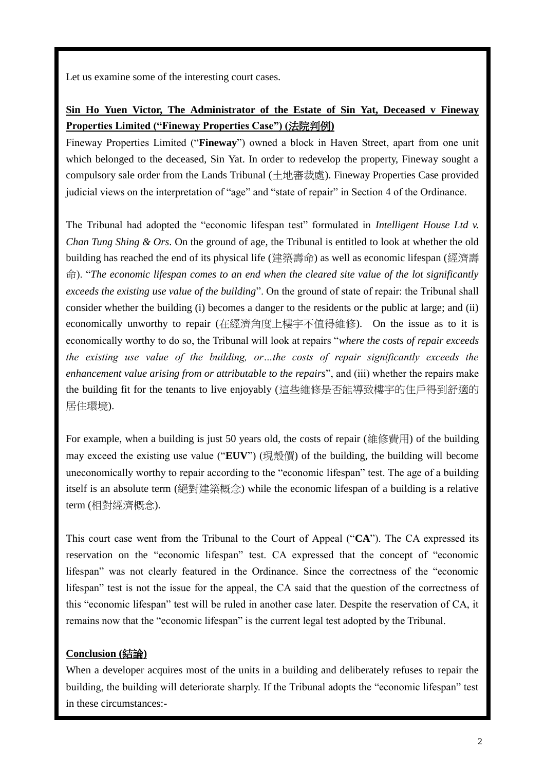Let us examine some of the interesting court cases.

**Sin Ho Yuen Victor, The Administrator of the Estate of Sin Yat, Deceased v Fineway Properties Limited ("Fineway Properties Case") (法院判例)**

Fineway Properties Limited ("**Fineway**") owned a block in Haven Street, apart from one unit which belonged to the deceased, Sin Yat. In order to redevelop the property, Fineway sought a compulsory sale order from the Lands Tribunal (土地審裁處). Fineway Properties Case provided judicial views on the interpretation of "age" and "state of repair" in Section 4 of the Ordinance.

The Tribunal had adopted the "economic lifespan test" formulated in *Intelligent House Ltd v. Chan Tung Shing & Ors*. On the ground of age, the Tribunal is entitled to look at whether the old building has reached the end of its physical life (建築壽命) as well as economic lifespan (經濟壽命). "*The economic lifespan comes to an end when the cleared site value of the lot significantly exceeds the existing use value of the building*". On the ground of state of repair: the Tribunal shall consider whether the building (i) becomes a danger to the residents or the public at large; and (ii) economically unworthy to repair (在經濟角度上樓宇不值得維修). On the issue as to it is economically worthy to do so, the Tribunal will look at repairs "*where the costs of repair exceeds the existing use value of the building, or…the costs of repair significantly exceeds the enhancement value arising from or attributable to the repairs*", and (iii) whether the repairs make the building fit for the tenants to live enjoyably (這些維修是否能導致樓宇的住戶得到舒適的居住環境).

For example, when a building is just 50 years old, the costs of repair (維修費用) of the building may exceed the existing use value ("**EUV**") (現殼價) of the building, the building will become uneconomically worthy to repair according to the "economic lifespan" test. The age of a building itself is an absolute term (絕對建築概念) while the economic lifespan of a building is a relative term (相對經濟概念).

This court case went from the Tribunal to the Court of Appeal ("**CA**"). The CA expressed its reservation on the "economic lifespan" test. CA expressed that the concept of "economic lifespan" was not clearly featured in the Ordinance. Since the correctness of the "economic lifespan" test is not the issue for the appeal, the CA said that the question of the correctness of this "economic lifespan" test will be ruled in another case later. Despite the reservation of CA, it remains now that the "economic lifespan" is the current legal test adopted by the Tribunal.

**Conclusion (結論)**

When a developer acquires most of the units in a building and deliberately refuses to repair the building, the building will deteriorate sharply. If the Tribunal adopts the "economic lifespan" test in these circumstances:-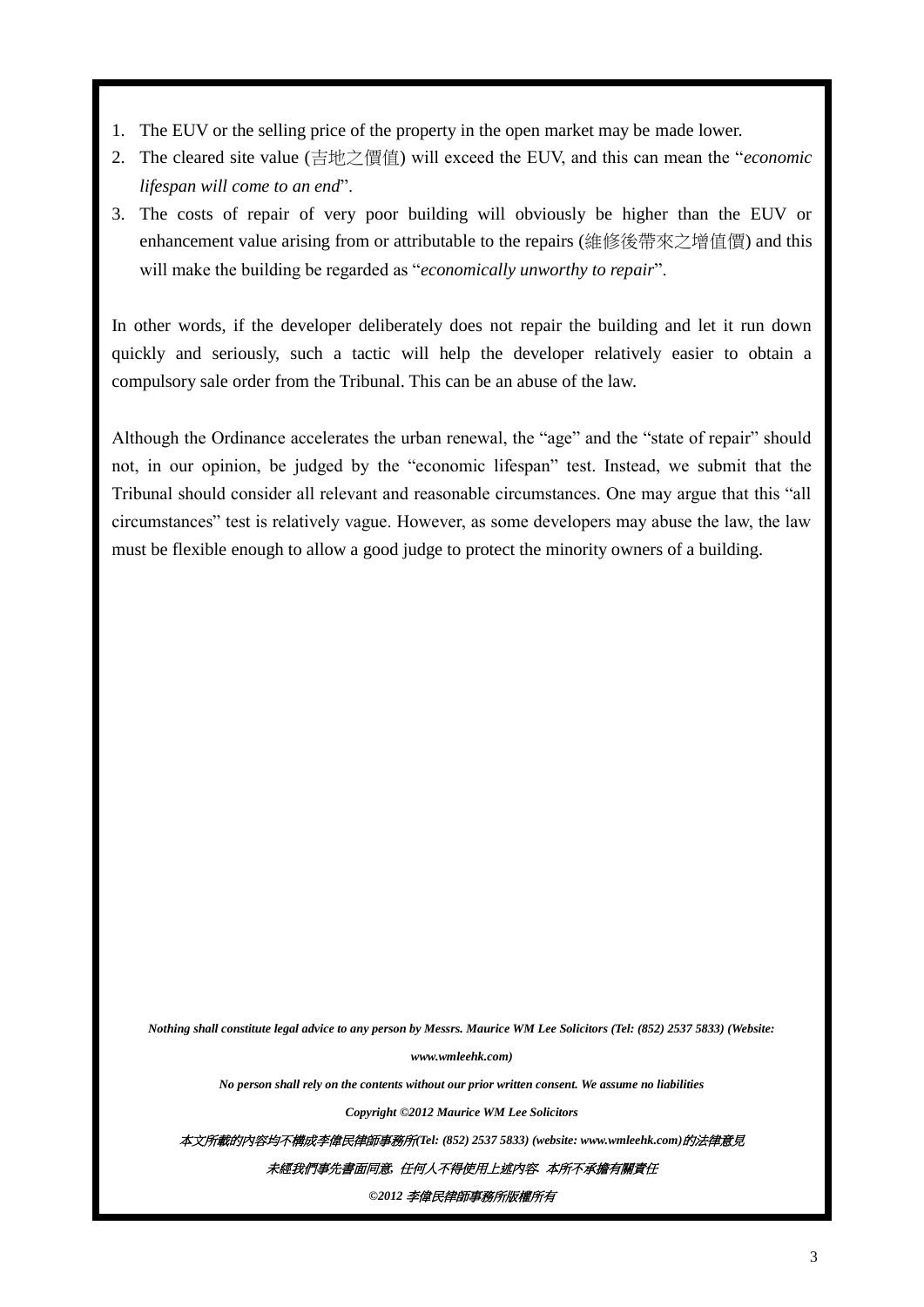1. The EUV or the selling price of the property in the open market may be made lower.
2. The cleared site value (吉地之價值) will exceed the EUV, and this can mean the "*economic lifespan will come to an end*".
3. The costs of repair of very poor building will obviously be higher than the EUV or enhancement value arising from or attributable to the repairs (維修後帶來之增值價) and this will make the building be regarded as "*economically unworthy to repair*".

In other words, if the developer deliberately does not repair the building and let it run down quickly and seriously, such a tactic will help the developer relatively easier to obtain a compulsory sale order from the Tribunal. This can be an abuse of the law.

Although the Ordinance accelerates the urban renewal, the "age" and the "state of repair" should not, in our opinion, be judged by the "economic lifespan" test. Instead, we submit that the Tribunal should consider all relevant and reasonable circumstances. One may argue that this "all circumstances" test is relatively vague. However, as some developers may abuse the law, the law must be flexible enough to allow a good judge to protect the minority owners of a building.

***Nothing shall constitute legal advice to any person by Messrs. Maurice WM Lee Solicitors (Tel: (852) 2537 5833) (Website: www.wmleehk.com)***

***No person shall rely on the contents without our prior written consent. We assume no liabilities***

***Copyright ©2012 Maurice WM Lee Solicitors***

***本文所載的內容均不構成李偉民律師事務所(Tel: (852) 2537 5833) (website: www.wmleehk.com)的法律意見***

***未經我們事先書面同意，任何人不得使用上述內容. 本所不承擔有關責任***

***©2012 李偉民律師事務所版權所有***